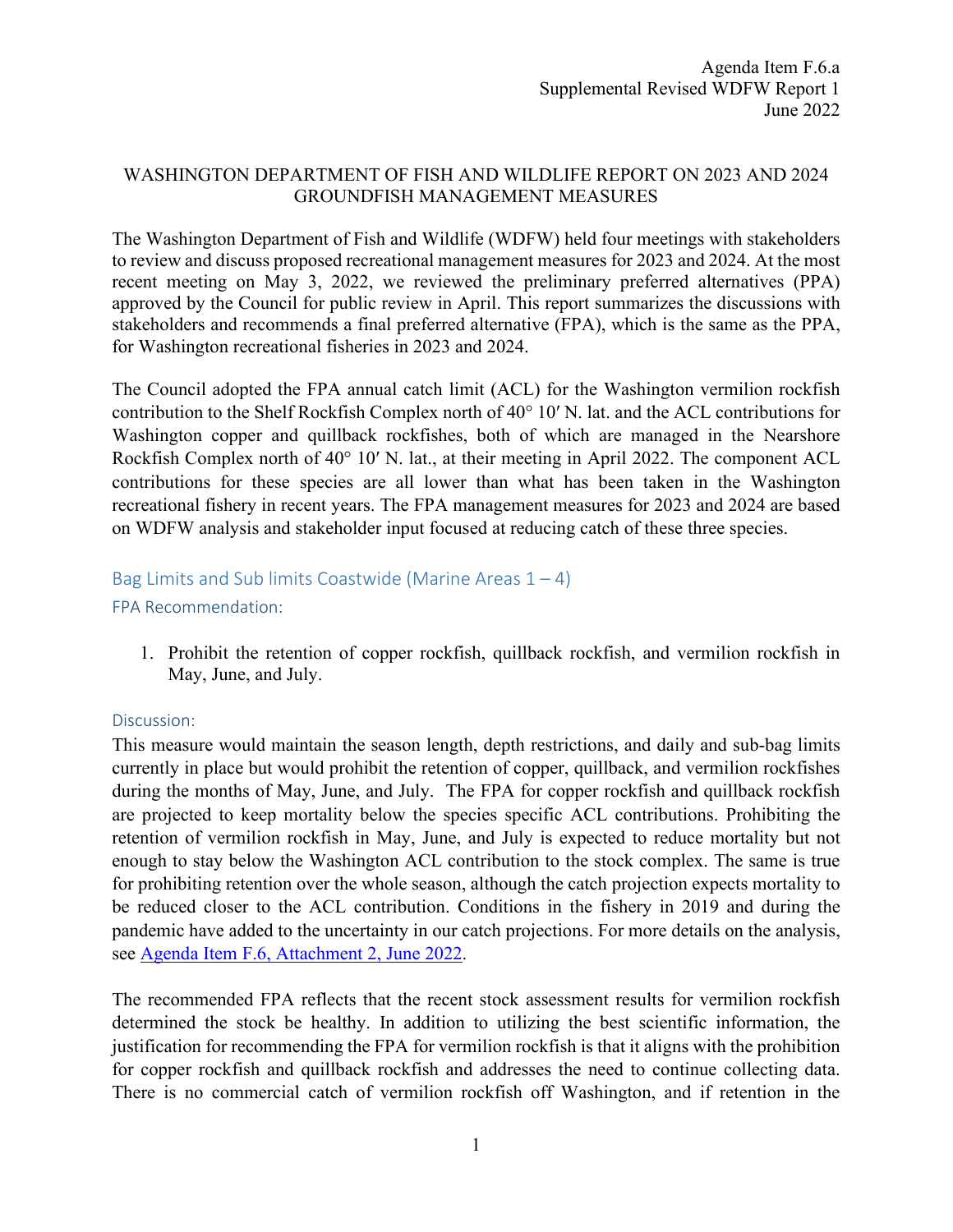Agenda Item F.6.a
Supplemental Revised WDFW Report 1
June 2022

# WASHINGTON DEPARTMENT OF FISH AND WILDLIFE REPORT ON 2023 AND 2024 GROUNDFISH MANAGEMENT MEASURES

The Washington Department of Fish and Wildlife (WDFW) held four meetings with stakeholders to review and discuss proposed recreational management measures for 2023 and 2024. At the most recent meeting on May 3, 2022, we reviewed the preliminary preferred alternatives (PPA) approved by the Council for public review in April. This report summarizes the discussions with stakeholders and recommends a final preferred alternative (FPA), which is the same as the PPA, for Washington recreational fisheries in 2023 and 2024.

The Council adopted the FPA annual catch limit (ACL) for the Washington vermilion rockfish contribution to the Shelf Rockfish Complex north of 40° 10′ N. lat. and the ACL contributions for Washington copper and quillback rockfishes, both of which are managed in the Nearshore Rockfish Complex north of 40° 10′ N. lat., at their meeting in April 2022. The component ACL contributions for these species are all lower than what has been taken in the Washington recreational fishery in recent years. The FPA management measures for 2023 and 2024 are based on WDFW analysis and stakeholder input focused at reducing catch of these three species.

## Bag Limits and Sub limits Coastwide (Marine Areas 1 – 4)

### FPA Recommendation:

1. Prohibit the retention of copper rockfish, quillback rockfish, and vermilion rockfish in May, June, and July.

### Discussion:

This measure would maintain the season length, depth restrictions, and daily and sub-bag limits currently in place but would prohibit the retention of copper, quillback, and vermilion rockfishes during the months of May, June, and July. The FPA for copper rockfish and quillback rockfish are projected to keep mortality below the species specific ACL contributions. Prohibiting the retention of vermilion rockfish in May, June, and July is expected to reduce mortality but not enough to stay below the Washington ACL contribution to the stock complex. The same is true for prohibiting retention over the whole season, although the catch projection expects mortality to be reduced closer to the ACL contribution. Conditions in the fishery in 2019 and during the pandemic have added to the uncertainty in our catch projections. For more details on the analysis, see Agenda Item F.6, Attachment 2, June 2022.

The recommended FPA reflects that the recent stock assessment results for vermilion rockfish determined the stock be healthy. In addition to utilizing the best scientific information, the justification for recommending the FPA for vermilion rockfish is that it aligns with the prohibition for copper rockfish and quillback rockfish and addresses the need to continue collecting data. There is no commercial catch of vermilion rockfish off Washington, and if retention in the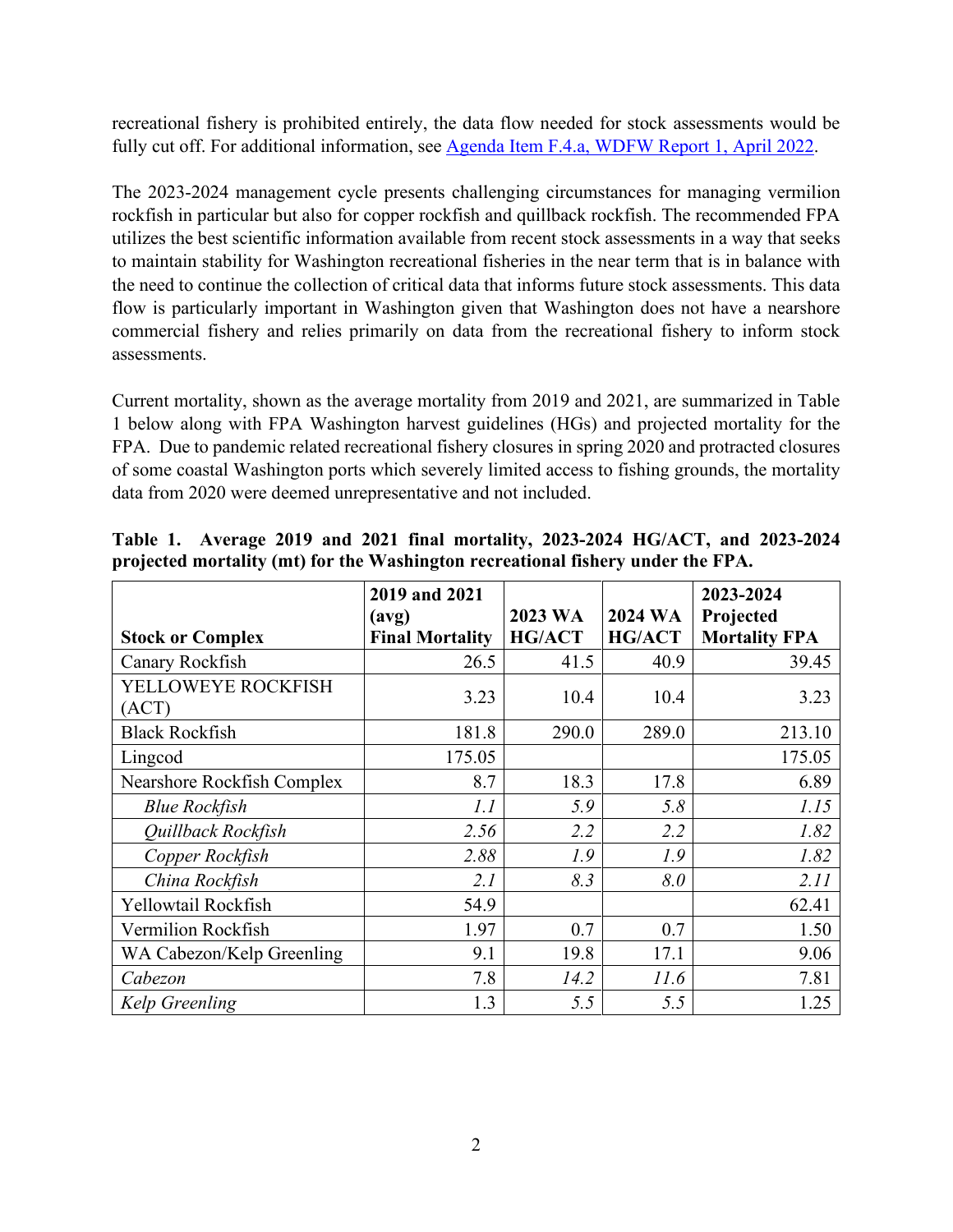recreational fishery is prohibited entirely, the data flow needed for stock assessments would be fully cut off. For additional information, see [Agenda Item F.4.a, WDFW Report 1, April 2022](Agenda Item F.4.a, WDFW Report 1, April 2022).

The 2023-2024 management cycle presents challenging circumstances for managing vermilion rockfish in particular but also for copper rockfish and quillback rockfish. The recommended FPA utilizes the best scientific information available from recent stock assessments in a way that seeks to maintain stability for Washington recreational fisheries in the near term that is in balance with the need to continue the collection of critical data that informs future stock assessments. This data flow is particularly important in Washington given that Washington does not have a nearshore commercial fishery and relies primarily on data from the recreational fishery to inform stock assessments.

Current mortality, shown as the average mortality from 2019 and 2021, are summarized in Table 1 below along with FPA Washington harvest guidelines (HGs) and projected mortality for the FPA. Due to pandemic related recreational fishery closures in spring 2020 and protracted closures of some coastal Washington ports which severely limited access to fishing grounds, the mortality data from 2020 were deemed unrepresentative and not included.

**Table 1. Average 2019 and 2021 final mortality, 2023-2024 HG/ACT, and 2023-2024 projected mortality (mt) for the Washington recreational fishery under the FPA.**

| Stock or Complex | 2019 and 2021 (avg) Final Mortality | 2023 WA HG/ACT | 2024 WA HG/ACT | 2023-2024 Projected Mortality FPA |
|---|---|---|---|---|
| Canary Rockfish | 26.5 | 41.5 | 40.9 | 39.45 |
| YELLOWEYE ROCKFISH (ACT) | 3.23 | 10.4 | 10.4 | 3.23 |
| Black Rockfish | 181.8 | 290.0 | 289.0 | 213.10 |
| Lingcod | 175.05 | | | 175.05 |
| Nearshore Rockfish Complex | 8.7 | 18.3 | 17.8 | 6.89 |
| *Blue Rockfish* | *1.1* | *5.9* | *5.8* | *1.15* |
| *Quillback Rockfish* | *2.56* | *2.2* | *2.2* | *1.82* |
| *Copper Rockfish* | *2.88* | *1.9* | *1.9* | *1.82* |
| *China Rockfish* | *2.1* | *8.3* | *8.0* | *2.11* |
| Yellowtail Rockfish | 54.9 | | | 62.41 |
| Vermilion Rockfish | 1.97 | 0.7 | 0.7 | 1.50 |
| WA Cabezon/Kelp Greenling | 9.1 | 19.8 | 17.1 | 9.06 |
| *Cabezon* | 7.8 | *14.2* | *11.6* | 7.81 |
| *Kelp Greenling* | 1.3 | *5.5* | *5.5* | 1.25 |